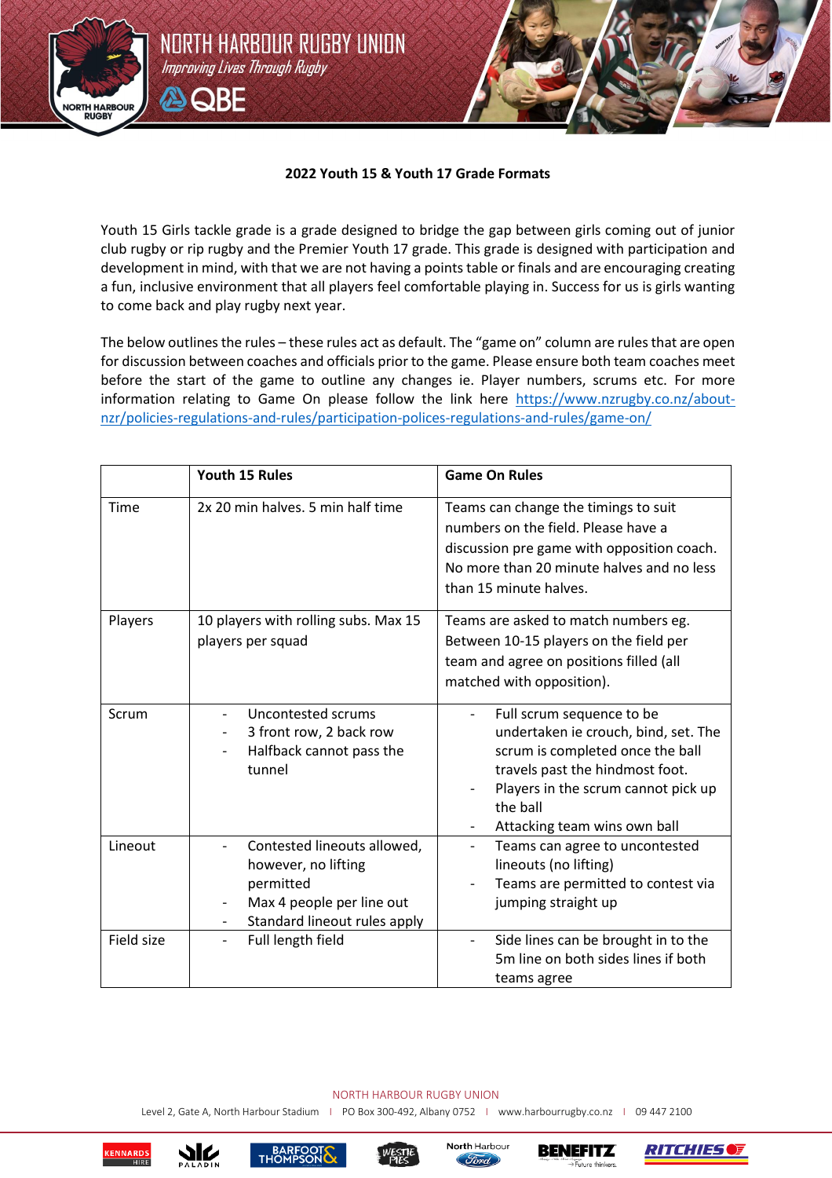## 2022 Youth 15 & Youth 17 Grade Formats

Youth 15 Girls tackle grade is a grade designed to bridge the gap between girls coming out of junior club rugby or rip rugby and the Premier Youth 17 grade. This grade is designed with participation and development in mind, with that we are not having a points table or finals and are encouraging creating a fun, inclusive environment that all players feel comfortable playing in. Success for us is girls wanting to come back and play rugby next year.

The below outlines the rules – these rules act as default. The "game on" column are rules that are open for discussion between coaches and officials prior to the game. Please ensure both team coaches meet before the start of the game to outline any changes ie. Player numbers, scrums etc. For more information relating to Game On please follow the link here [https://www.nzrugby.co.nz/about-nzr/policies-regulations-and-rules/participation-polices-regulations-and-rules/game-on/](https://www.nzrugby.co.nz/about-nzr/policies-regulations-and-rules/participation-polices-regulations-and-rules/game-on/)

| | Youth 15 Rules | Game On Rules |
|---|---|---|
| Time | 2x 20 min halves. 5 min half time | Teams can change the timings to suit numbers on the field. Please have a discussion pre game with opposition coach. No more than 20 minute halves and no less than 15 minute halves. |
| Players | 10 players with rolling subs. Max 15 players per squad | Teams are asked to match numbers eg. Between 10-15 players on the field per team and agree on positions filled (all matched with opposition). |
| Scrum | - Uncontested scrums<br>- 3 front row, 2 back row<br>- Halfback cannot pass the tunnel | - Full scrum sequence to be undertaken ie crouch, bind, set. The scrum is completed once the ball travels past the hindmost foot.<br>- Players in the scrum cannot pick up the ball<br>- Attacking team wins own ball |
| Lineout | - Contested lineouts allowed, however, no lifting permitted<br>- Max 4 people per line out<br>- Standard lineout rules apply | - Teams can agree to uncontested lineouts (no lifting)<br>- Teams are permitted to contest via jumping straight up |
| Field size | - Full length field | - Side lines can be brought in to the 5m line on both sides lines if both teams agree |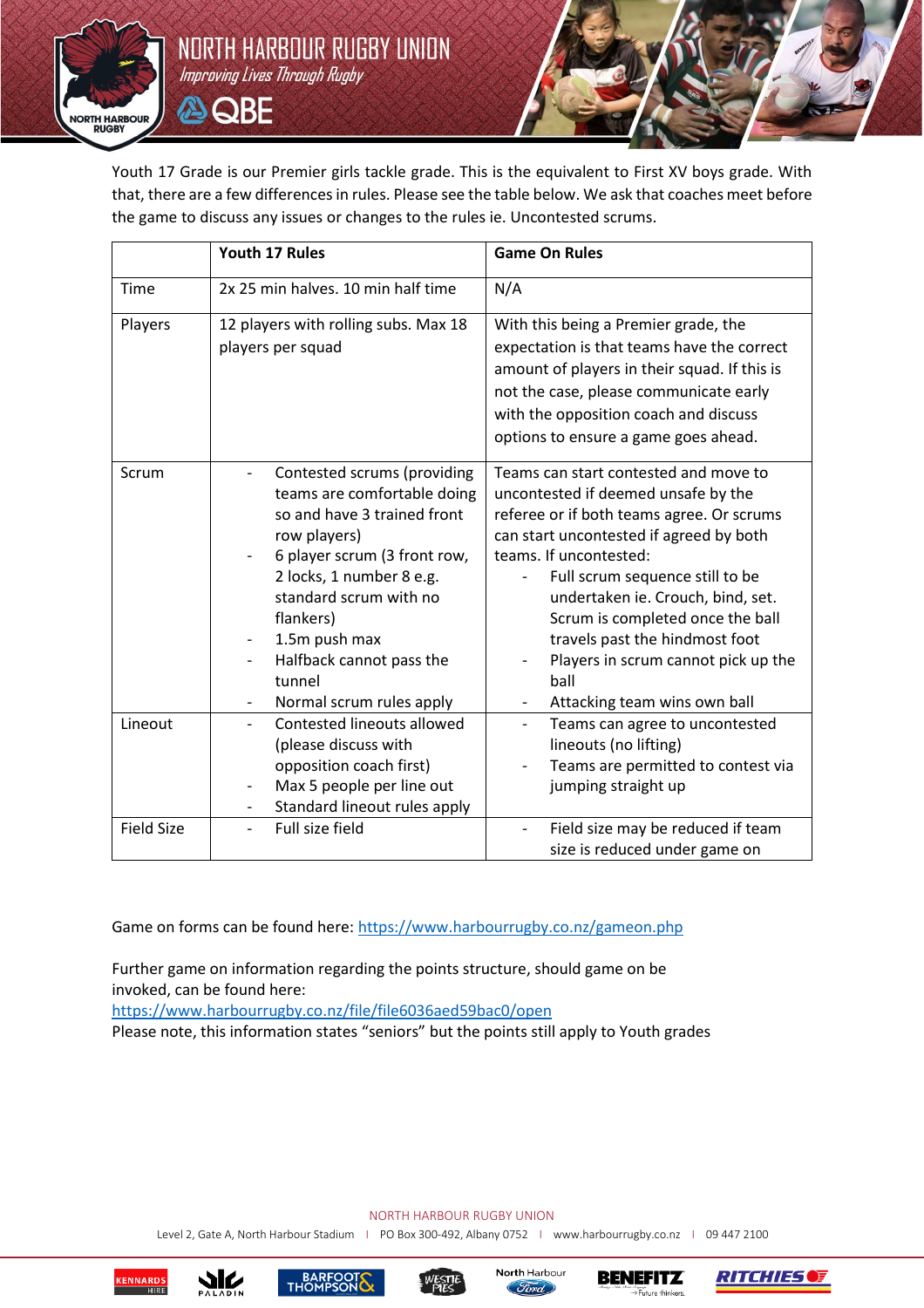Youth 17 Grade is our Premier girls tackle grade. This is the equivalent to First XV boys grade. With that, there are a few differences in rules. Please see the table below. We ask that coaches meet before the game to discuss any issues or changes to the rules ie. Uncontested scrums.

| | **Youth 17 Rules** | **Game On Rules** |
|---|---|---|
| Time | 2x 25 min halves. 10 min half time | N/A |
| Players | 12 players with rolling subs. Max 18 players per squad | With this being a Premier grade, the expectation is that teams have the correct amount of players in their squad. If this is not the case, please communicate early with the opposition coach and discuss options to ensure a game goes ahead. |
| Scrum | - Contested scrums (providing teams are comfortable doing so and have 3 trained front row players)<br>- 6 player scrum (3 front row, 2 locks, 1 number 8 e.g. standard scrum with no flankers)<br>- 1.5m push max<br>- Halfback cannot pass the tunnel<br>- Normal scrum rules apply | Teams can start contested and move to uncontested if deemed unsafe by the referee or if both teams agree. Or scrums can start uncontested if agreed by both teams. If uncontested:<br>- Full scrum sequence still to be undertaken ie. Crouch, bind, set. Scrum is completed once the ball travels past the hindmost foot<br>- Players in scrum cannot pick up the ball<br>- Attacking team wins own ball |
| Lineout | - Contested lineouts allowed (please discuss with opposition coach first)<br>- Max 5 people per line out<br>- Standard lineout rules apply | - Teams can agree to uncontested lineouts (no lifting)<br>- Teams are permitted to contest via jumping straight up |
| Field Size | - Full size field | - Field size may be reduced if team size is reduced game on |

Game on forms can be found here: https://www.harbourrugby.co.nz/gameon.php

Further game on information regarding the points structure, should game on be invoked, can be found here:
https://www.harbourrugby.co.nz/file/file6036aed59bac0/open
Please note, this information states "seniors" but the points still apply to Youth grades